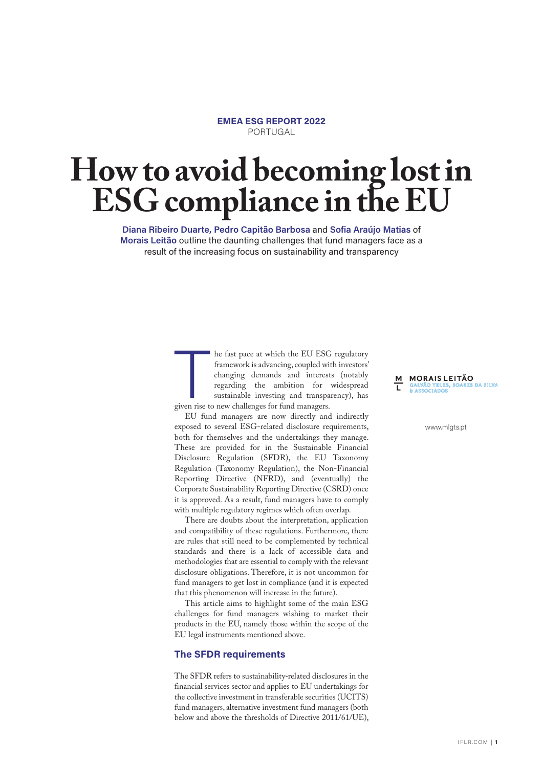**EMEA ESG REPORT 2022**
PORTUGAL

# How to avoid becoming lost in ESG compliance in the EU

**Diana Ribeiro Duarte, Pedro Capitão Barbosa** and **Sofia Araújo Matias** of **Morais Leitão** outline the daunting challenges that fund managers face as a result of the increasing focus on sustainability and transparency

MORAIS LEITÃO
GALVÃO TELES, SOARES DA SILVA & ASSOCIADOS

www.mlgts.pt

The fast pace at which the EU ESG regulatory framework is advancing, coupled with investors' changing demands and interests (notably regarding the ambition for widespread sustainable investing and transparency), has given rise to new challenges for fund managers.

EU fund managers are now directly and indirectly exposed to several ESG-related disclosure requirements, both for themselves and the undertakings they manage. These are provided for in the Sustainable Financial Disclosure Regulation (SFDR), the EU Taxonomy Regulation (Taxonomy Regulation), the Non-Financial Reporting Directive (NFRD), and (eventually) the Corporate Sustainability Reporting Directive (CSRD) once it is approved. As a result, fund managers have to comply with multiple regulatory regimes which often overlap.

There are doubts about the interpretation, application and compatibility of these regulations. Furthermore, there are rules that still need to be complemented by technical standards and there is a lack of accessible data and methodologies that are essential to comply with the relevant disclosure obligations. Therefore, it is not uncommon for fund managers to get lost in compliance (and it is expected that this phenomenon will increase in the future).

This article aims to highlight some of the main ESG challenges for fund managers wishing to market their products in the EU, namely those within the scope of the EU legal instruments mentioned above.

## The SFDR requirements

The SFDR refers to sustainability-related disclosures in the financial services sector and applies to EU undertakings for the collective investment in transferable securities (UCITS) fund managers, alternative investment fund managers (both below and above the thresholds of Directive 2011/61/UE),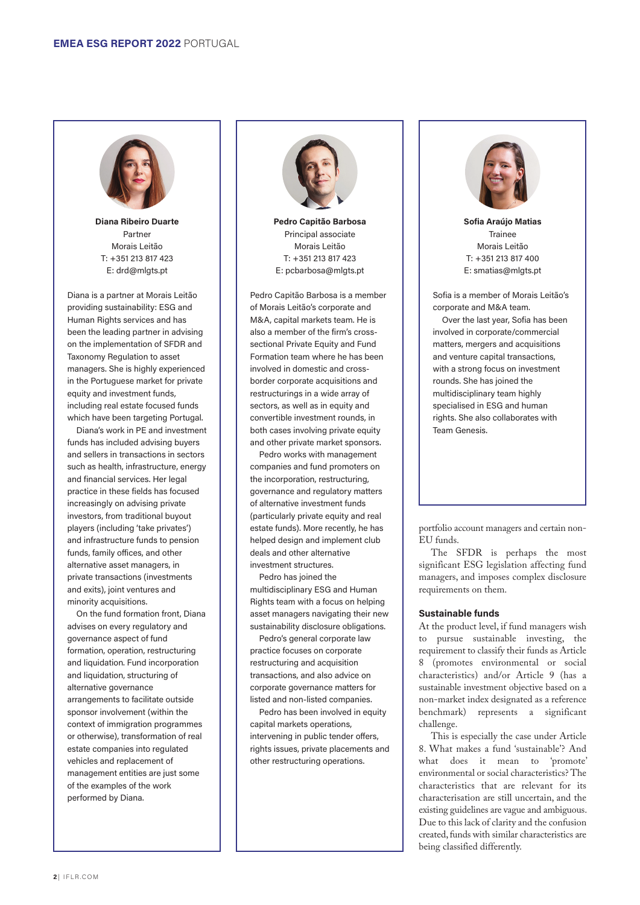**Diana Ribeiro Duarte**
Partner
Morais Leitão
T: +351 213 817 423
E: drd@mlgts.pt

Diana is a partner at Morais Leitão providing sustainability: ESG and Human Rights services and has been the leading partner in advising on the implementation of SFDR and Taxonomy Regulation to asset managers. She is highly experienced in the Portuguese market for private equity and investment funds, including real estate focused funds which have been targeting Portugal.

Diana's work in PE and investment funds has included advising buyers and sellers in transactions in sectors such as health, infrastructure, energy and financial services. Her legal practice in these fields has focused increasingly on advising private investors, from traditional buyout players (including 'take privates') and infrastructure funds to pension funds, family offices, and other alternative asset managers, in private transactions (investments and exits), joint ventures and minority acquisitions.

On the fund formation front, Diana advises on every regulatory and governance aspect of fund formation, operation, restructuring and liquidation. Fund incorporation and liquidation, structuring of alternative governance arrangements to facilitate outside sponsor involvement (within the context of immigration programmes or otherwise), transformation of real estate companies into regulated vehicles and replacement of management entities are just some of the examples of the work performed by Diana.

**Pedro Capitão Barbosa**
Principal associate
Morais Leitão
T: +351 213 817 423
E: pcbarbosa@mlgts.pt

Pedro Capitão Barbosa is a member of Morais Leitão's corporate and M&A, capital markets team. He is also a member of the firm's cross-sectional Private Equity and Fund Formation team where he has been involved in domestic and cross-border corporate acquisitions and restructurings in a wide array of sectors, as well as in equity and convertible investment rounds, in both cases involving private equity and other private market sponsors.

Pedro works with management companies and fund promoters on the incorporation, restructuring, governance and regulatory matters of alternative investment funds (particularly private equity and real estate funds). More recently, he has helped design and implement club deals and other alternative investment structures.

Pedro has joined the multidisciplinary ESG and Human Rights team with a focus on helping asset managers navigating their new sustainability disclosure obligations.

Pedro's general corporate law practice focuses on corporate restructuring and acquisition transactions, and also advice on corporate governance matters for listed and non-listed companies.

Pedro has been involved in equity capital markets operations, intervening in public tender offers, rights issues, private placements and other restructuring operations.

**Sofia Araújo Matias**
Trainee
Morais Leitão
T: +351 213 817 400
E: smatias@mlgts.pt

Sofia is a member of Morais Leitão's corporate and M&A team.

Over the last year, Sofia has been involved in corporate/commercial matters, mergers and acquisitions and venture capital transactions, with a strong focus on investment rounds. She has joined the multidisciplinary team highly specialised in ESG and human rights. She also collaborates with Team Genesis.

portfolio account managers and certain non-EU funds.

The SFDR is perhaps the most significant ESG legislation affecting fund managers, and imposes complex disclosure requirements on them.

### Sustainable funds

At the product level, if fund managers wish to pursue sustainable investing, the requirement to classify their funds as Article 8 (promotes environmental or social characteristics) and/or Article 9 (has a sustainable investment objective based on a non-market index designated as a reference benchmark) represents a significant challenge.

This is especially the case under Article 8. What makes a fund 'sustainable'? And what does it mean to 'promote' environmental or social characteristics? The characteristics that are relevant for its characterisation are still uncertain, and the existing guidelines are vague and ambiguous. Due to this lack of clarity and the confusion created, funds with similar characteristics are being classified differently.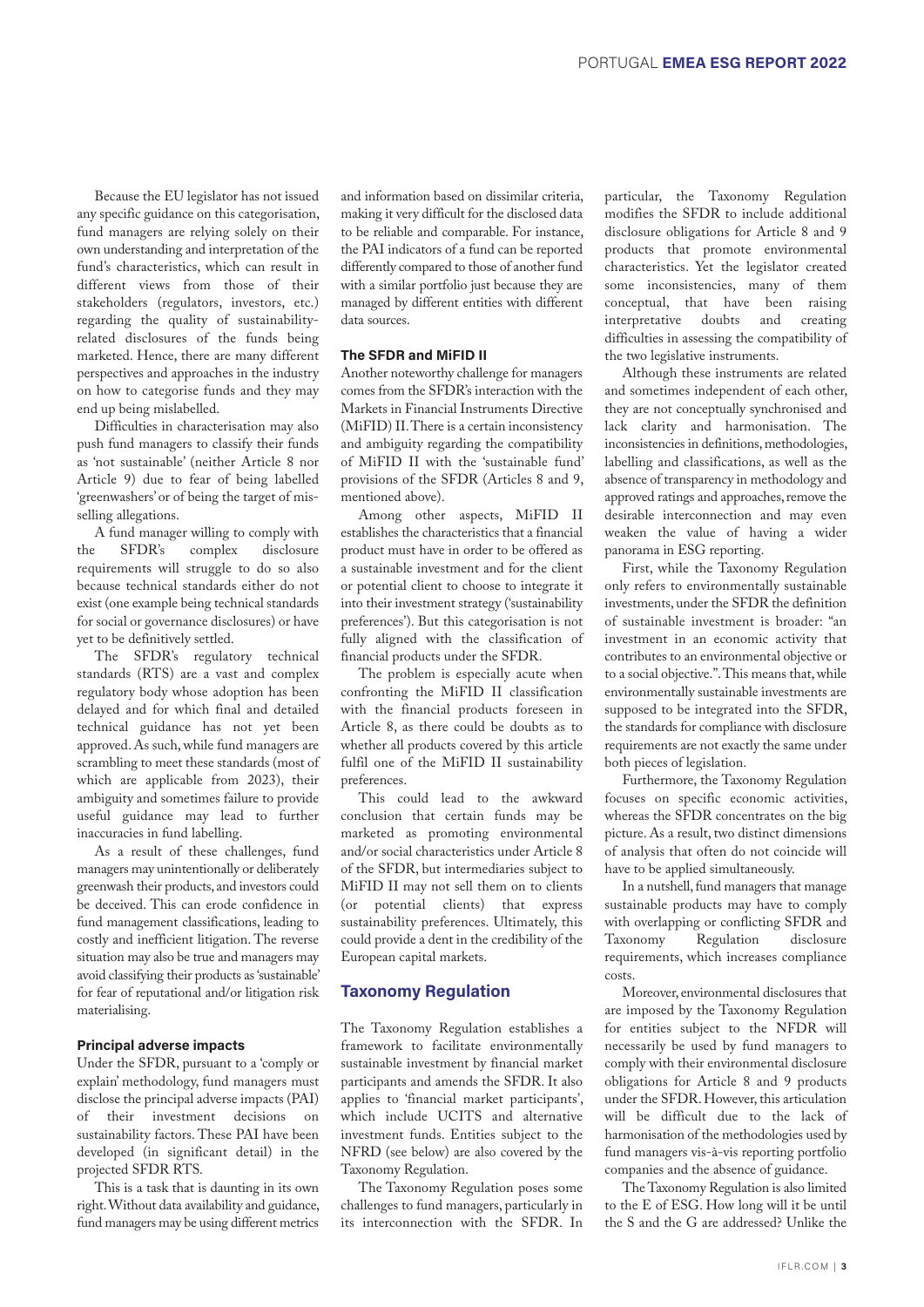Because the EU legislator has not issued any specific guidance on this categorisation, fund managers are relying solely on their own understanding and interpretation of the fund's characteristics, which can result in different views from those of their stakeholders (regulators, investors, etc.) regarding the quality of sustainability-related disclosures of the funds being marketed. Hence, there are many different perspectives and approaches in the industry on how to categorise funds and they may end up being mislabelled.

Difficulties in characterisation may also push fund managers to classify their funds as 'not sustainable' (neither Article 8 nor Article 9) due to fear of being labelled 'greenwashers' or of being the target of mis-selling allegations.

A fund manager willing to comply with the SFDR's complex disclosure requirements will struggle to do so also because technical standards either do not exist (one example being technical standards for social or governance disclosures) or have yet to be definitively settled.

The SFDR's regulatory technical standards (RTS) are a vast and complex regulatory body whose adoption has been delayed and for which final and detailed technical guidance has not yet been approved. As such, while fund managers are scrambling to meet these standards (most of which are applicable from 2023), their ambiguity and sometimes failure to provide useful guidance may lead to further inaccuracies in fund labelling.

As a result of these challenges, fund managers may unintentionally or deliberately greenwash their products, and investors could be deceived. This can erode confidence in fund management classifications, leading to costly and inefficient litigation. The reverse situation may also be true and managers may avoid classifying their products as 'sustainable' for fear of reputational and/or litigation risk materialising.

### Principal adverse impacts

Under the SFDR, pursuant to a 'comply or explain' methodology, fund managers must disclose the principal adverse impacts (PAI) of their investment decisions on sustainability factors. These PAI have been developed (in significant detail) in the projected SFDR RTS.

This is a task that is daunting in its own right. Without data availability and guidance, fund managers may be using different metrics and information based on dissimilar criteria, making it very difficult for the disclosed data to be reliable and comparable. For instance, the PAI indicators of a fund can be reported differently compared to those of another fund with a similar portfolio just because they are managed by different entities with different data sources.

### The SFDR and MiFID II

Another noteworthy challenge for managers comes from the SFDR's interaction with the Markets in Financial Instruments Directive (MiFID) II. There is a certain inconsistency and ambiguity regarding the compatibility of MiFID II with the 'sustainable fund' provisions of the SFDR (Articles 8 and 9, mentioned above).

Among other aspects, MiFID II establishes the characteristics that a financial product must have in order to be offered as a sustainable investment and for the client or potential client to choose to integrate it into their investment strategy ('sustainability preferences'). But this categorisation is not fully aligned with the classification of financial products under the SFDR.

The problem is especially acute when confronting the MiFID II classification with the financial products foreseen in Article 8, as there could be doubts as to whether all products covered by this article fulfil one of the MiFID II sustainability preferences.

This could lead to the awkward conclusion that certain funds may be marketed as promoting environmental and/or social characteristics under Article 8 of the SFDR, but intermediaries subject to MiFID II may not sell them on to clients (or potential clients) that express sustainability preferences. Ultimately, this could provide a dent in the credibility of the European capital markets.

## Taxonomy Regulation

The Taxonomy Regulation establishes a framework to facilitate environmentally sustainable investment by financial market participants and amends the SFDR. It also applies to 'financial market participants', which include UCITS and alternative investment funds. Entities subject to the NFRD (see below) are also covered by the Taxonomy Regulation.

The Taxonomy Regulation poses some challenges to fund managers, particularly in its interconnection with the SFDR. In particular, the Taxonomy Regulation modifies the SFDR to include additional disclosure obligations for Article 8 and 9 products that promote environmental characteristics. Yet the legislator created some inconsistencies, many of them conceptual, that have been raising interpretative doubts and creating difficulties in assessing the compatibility of the two legislative instruments.

Although these instruments are related and sometimes independent of each other, they are not conceptually synchronised and lack clarity and harmonisation. The inconsistencies in definitions, methodologies, labelling and classifications, as well as the absence of transparency in methodology and approved ratings and approaches, remove the desirable interconnection and may even weaken the value of having a wider panorama in ESG reporting.

First, while the Taxonomy Regulation only refers to environmentally sustainable investments, under the SFDR the definition of sustainable investment is broader: "an investment in an economic activity that contributes to an environmental objective or to a social objective.". This means that, while environmentally sustainable investments are supposed to be integrated into the SFDR, the standards for compliance with disclosure requirements are not exactly the same under both pieces of legislation.

Furthermore, the Taxonomy Regulation focuses on specific economic activities, whereas the SFDR concentrates on the big picture. As a result, two distinct dimensions of analysis that often do not coincide will have to be applied simultaneously.

In a nutshell, fund managers that manage sustainable products may have to comply with overlapping or conflicting SFDR and Taxonomy Regulation disclosure requirements, which increases compliance costs.

Moreover, environmental disclosures that are imposed by the Taxonomy Regulation for entities subject to the NFDR will necessarily be used by fund managers to comply with their environmental disclosure obligations for Article 8 and 9 products under the SFDR. However, this articulation will be difficult due to the lack of harmonisation of the methodologies used by fund managers vis-à-vis reporting portfolio companies and the absence of guidance.

The Taxonomy Regulation is also limited to the E of ESG. How long will it be until the S and the G are addressed? Unlike the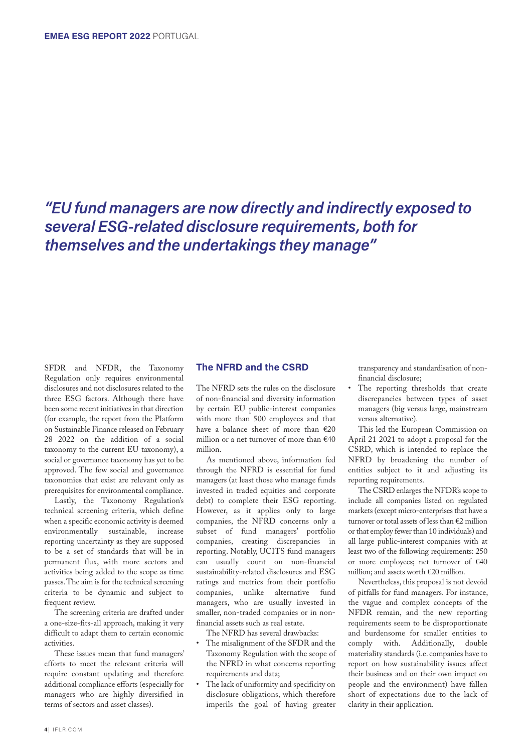*"EU fund managers are now directly and indirectly exposed to several ESG-related disclosure requirements, both for themselves and the undertakings they manage"*

SFDR and NFDR, the Taxonomy Regulation only requires environmental disclosures and not disclosures related to the three ESG factors. Although there have been some recent initiatives in that direction (for example, the report from the Platform on Sustainable Finance released on February 28 2022 on the addition of a social taxonomy to the current EU taxonomy), a social or governance taxonomy has yet to be approved. The few social and governance taxonomies that exist are relevant only as prerequisites for environmental compliance.

Lastly, the Taxonomy Regulation's technical screening criteria, which define when a specific economic activity is deemed environmentally sustainable, increase reporting uncertainty as they are supposed to be a set of standards that will be in permanent flux, with more sectors and activities being added to the scope as time passes. The aim is for the technical screening criteria to be dynamic and subject to frequent review.

The screening criteria are drafted under a one-size-fits-all approach, making it very difficult to adapt them to certain economic activities.

These issues mean that fund managers' efforts to meet the relevant criteria will require constant updating and therefore additional compliance efforts (especially for managers who are highly diversified in terms of sectors and asset classes).

## The NFRD and the CSRD

The NFRD sets the rules on the disclosure of non-financial and diversity information by certain EU public-interest companies with more than 500 employees and that have a balance sheet of more than €20 million or a net turnover of more than €40 million.

As mentioned above, information fed through the NFRD is essential for fund managers (at least those who manage funds invested in traded equities and corporate debt) to complete their ESG reporting. However, as it applies only to large companies, the NFRD concerns only a subset of fund managers' portfolio companies, creating discrepancies in reporting. Notably, UCITS fund managers can usually count on non-financial sustainability-related disclosures and ESG ratings and metrics from their portfolio companies, unlike alternative fund managers, who are usually invested in smaller, non-traded companies or in non-financial assets such as real estate.

The NFRD has several drawbacks:

- The misalignment of the SFDR and the Taxonomy Regulation with the scope of the NFRD in what concerns reporting requirements and data;
- The lack of uniformity and specificity on disclosure obligations, which therefore imperils the goal of having greater transparency and standardisation of non-financial disclosure;
- The reporting thresholds that create discrepancies between types of asset managers (big versus large, mainstream versus alternative).

This led the European Commission on April 21 2021 to adopt a proposal for the CSRD, which is intended to replace the NFRD by broadening the number of entities subject to it and adjusting its reporting requirements.

The CSRD enlarges the NFDR's scope to include all companies listed on regulated markets (except micro-enterprises that have a turnover or total assets of less than €2 million or that employ fewer than 10 individuals) and all large public-interest companies with at least two of the following requirements: 250 or more employees; net turnover of €40 million; and assets worth €20 million.

Nevertheless, this proposal is not devoid of pitfalls for fund managers. For instance, the vague and complex concepts of the NFDR remain, and the new reporting requirements seem to be disproportionate and burdensome for smaller entities to comply with. Additionally, double materiality standards (i.e. companies have to report on how sustainability issues affect their business and on their own impact on people and the environment) have fallen short of expectations due to the lack of clarity in their application.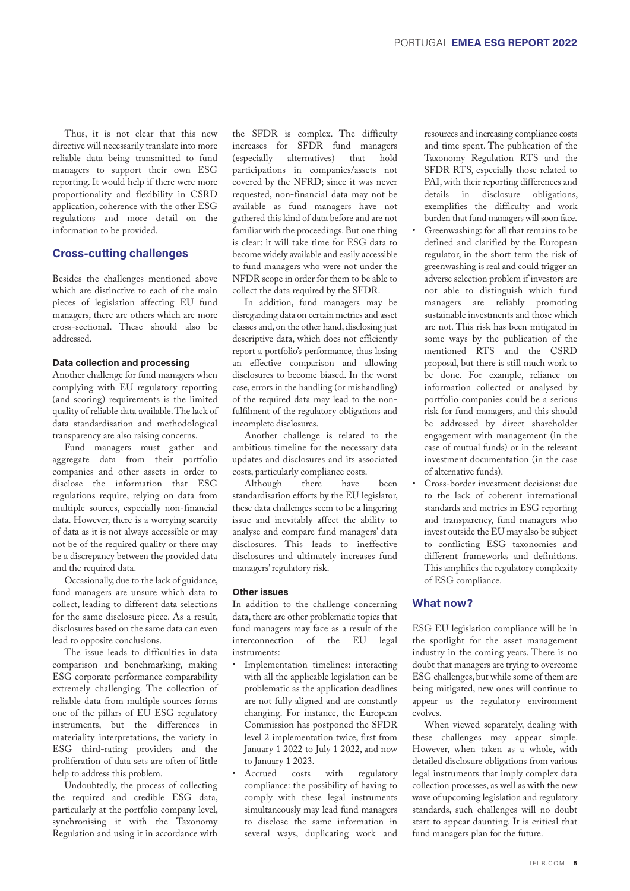Thus, it is not clear that this new directive will necessarily translate into more reliable data being transmitted to fund managers to support their own ESG reporting. It would help if there were more proportionality and flexibility in CSRD application, coherence with the other ESG regulations and more detail on the information to be provided.

## Cross-cutting challenges

Besides the challenges mentioned above which are distinctive to each of the main pieces of legislation affecting EU fund managers, there are others which are more cross-sectional. These should also be addressed.

### Data collection and processing

Another challenge for fund managers when complying with EU regulatory reporting (and scoring) requirements is the limited quality of reliable data available. The lack of data standardisation and methodological transparency are also raising concerns.

Fund managers must gather and aggregate data from their portfolio companies and other assets in order to disclose the information that ESG regulations require, relying on data from multiple sources, especially non-financial data. However, there is a worrying scarcity of data as it is not always accessible or may not be of the required quality or there may be a discrepancy between the provided data and the required data.

Occasionally, due to the lack of guidance, fund managers are unsure which data to collect, leading to different data selections for the same disclosure piece. As a result, disclosures based on the same data can even lead to opposite conclusions.

The issue leads to difficulties in data comparison and benchmarking, making ESG corporate performance comparability extremely challenging. The collection of reliable data from multiple sources forms one of the pillars of EU ESG regulatory instruments, but the differences in materiality interpretations, the variety in ESG third-rating providers and the proliferation of data sets are often of little help to address this problem.

Undoubtedly, the process of collecting the required and credible ESG data, particularly at the portfolio company level, synchronising it with the Taxonomy Regulation and using it in accordance with the SFDR is complex. The difficulty increases for SFDR fund managers (especially alternatives) that hold participations in companies/assets not covered by the NFRD; since it was never requested, non-financial data may not be available as fund managers have not gathered this kind of data before and are not familiar with the proceedings. But one thing is clear: it will take time for ESG data to become widely available and easily accessible to fund managers who were not under the NFDR scope in order for them to be able to collect the data required by the SFDR.

In addition, fund managers may be disregarding data on certain metrics and asset classes and, on the other hand, disclosing just descriptive data, which does not efficiently report a portfolio's performance, thus losing an effective comparison and allowing disclosures to become biased. In the worst case, errors in the handling (or mishandling) of the required data may lead to the non-fulfilment of the regulatory obligations and incomplete disclosures.

Another challenge is related to the ambitious timeline for the necessary data updates and disclosures and its associated costs, particularly compliance costs.

Although there have been standardisation efforts by the EU legislator, these data challenges seem to be a lingering issue and inevitably affect the ability to analyse and compare fund managers' data disclosures. This leads to ineffective disclosures and ultimately increases fund managers' regulatory risk.

### Other issues

In addition to the challenge concerning data, there are other problematic topics that fund managers may face as a result of the interconnection of the EU legal instruments:

- Implementation timelines: interacting with all the applicable legislation can be problematic as the application deadlines are not fully aligned and are constantly changing. For instance, the European Commission has postponed the SFDR level 2 implementation twice, first from January 1 2022 to July 1 2022, and now to January 1 2023.
- Accrued costs with regulatory compliance: the possibility of having to comply with these legal instruments simultaneously may lead fund managers to disclose the same information in several ways, duplicating work and resources and increasing compliance costs and time spent. The publication of the Taxonomy Regulation RTS and the SFDR RTS, especially those related to PAI, with their reporting differences and details in disclosure obligations, exemplifies the difficulty and work burden that fund managers will soon face.
- Greenwashing: for all that remains to be defined and clarified by the European regulator, in the short term the risk of greenwashing is real and could trigger an adverse selection problem if investors are not able to distinguish which fund managers are reliably promoting sustainable investments and those which are not. This risk has been mitigated in some ways by the publication of the mentioned RTS and the CSRD proposal, but there is still much work to be done. For example, reliance on information collected or analysed by portfolio companies could be a serious risk for fund managers, and this should be addressed by direct shareholder engagement with management (in the case of mutual funds) or in the relevant investment documentation (in the case of alternative funds).
- Cross-border investment decisions: due to the lack of coherent international standards and metrics in ESG reporting and transparency, fund managers who invest outside the EU may also be subject to conflicting ESG taxonomies and different frameworks and definitions. This amplifies the regulatory complexity of ESG compliance.

## What now?

ESG EU legislation compliance will be in the spotlight for the asset management industry in the coming years. There is no doubt that managers are trying to overcome ESG challenges, but while some of them are being mitigated, new ones will continue to appear as the regulatory environment evolves.

When viewed separately, dealing with these challenges may appear simple. However, when taken as a whole, with detailed disclosure obligations from various legal instruments that imply complex data collection processes, as well as with the new wave of upcoming legislation and regulatory standards, such challenges will no doubt start to appear daunting. It is critical that fund managers plan for the future.